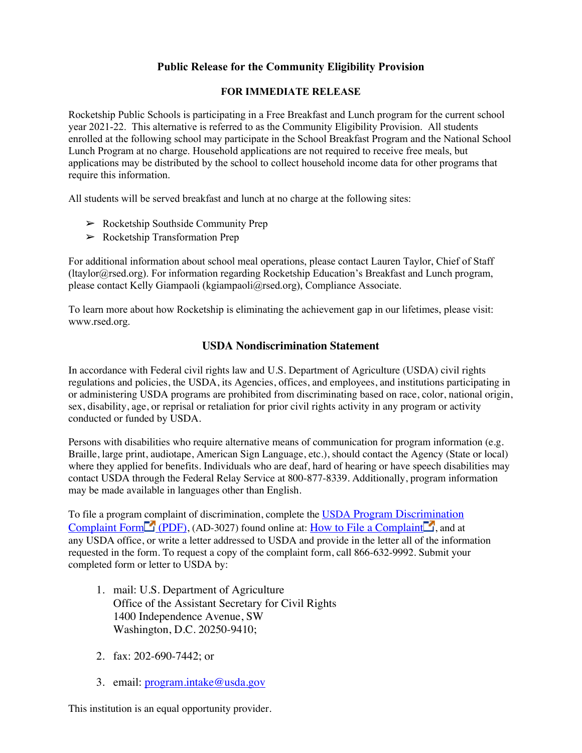## Public Release for the Community Eligibility Provision

**FOR IMMEDIATE RELEASE**

Rocketship Public Schools is participating in a Free Breakfast and Lunch program for the current school year 2021-22. This alternative is referred to as the Community Eligibility Provision. All students enrolled at the following school may participate in the School Breakfast Program and the National School Lunch Program at no charge. Household applications are not required to receive free meals, but applications may be distributed by the school to collect household income data for other programs that require this information.

All students will be served breakfast and lunch at no charge at the following sites:

- Rocketship Southside Community Prep
- Rocketship Transformation Prep

For additional information about school meal operations, please contact Lauren Taylor, Chief of Staff (ltaylor@rsed.org). For information regarding Rocketship Education's Breakfast and Lunch program, please contact Kelly Giampaoli (kgiampaoli@rsed.org), Compliance Associate.

To learn more about how Rocketship is eliminating the achievement gap in our lifetimes, please visit: www.rsed.org.

## USDA Nondiscrimination Statement

In accordance with Federal civil rights law and U.S. Department of Agriculture (USDA) civil rights regulations and policies, the USDA, its Agencies, offices, and employees, and institutions participating in or administering USDA programs are prohibited from discriminating based on race, color, national origin, sex, disability, age, or reprisal or retaliation for prior civil rights activity in any program or activity conducted or funded by USDA.

Persons with disabilities who require alternative means of communication for program information (e.g. Braille, large print, audiotape, American Sign Language, etc.), should contact the Agency (State or local) where they applied for benefits. Individuals who are deaf, hard of hearing or have speech disabilities may contact USDA through the Federal Relay Service at 800-877-8339. Additionally, program information may be made available in languages other than English.

To file a program complaint of discrimination, complete the USDA Program Discrimination Complaint Form (PDF), (AD-3027) found online at: How to File a Complaint, and at any USDA office, or write a letter addressed to USDA and provide in the letter all of the information requested in the form. To request a copy of the complaint form, call 866-632-9992. Submit your completed form or letter to USDA by:

1. mail: U.S. Department of Agriculture
   Office of the Assistant Secretary for Civil Rights
   1400 Independence Avenue, SW
   Washington, D.C. 20250-9410;

2. fax: 202-690-7442; or

3. email: program.intake@usda.gov

This institution is an equal opportunity provider.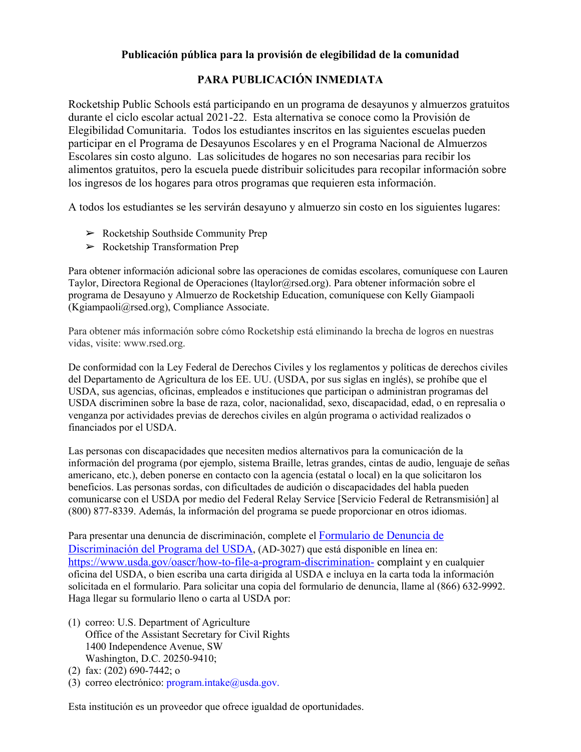**Publicación pública para la provisión de elegibilidad de la comunidad**

**PARA PUBLICACIÓN INMEDIATA**

Rocketship Public Schools está participando en un programa de desayunos y almuerzos gratuitos durante el ciclo escolar actual 2021-22. Esta alternativa se conoce como la Provisión de Elegibilidad Comunitaria. Todos los estudiantes inscritos en las siguientes escuelas pueden participar en el Programa de Desayunos Escolares y en el Programa Nacional de Almuerzos Escolares sin costo alguno. Las solicitudes de hogares no son necesarias para recibir los alimentos gratuitos, pero la escuela puede distribuir solicitudes para recopilar información sobre los ingresos de los hogares para otros programas que requieren esta información.

A todos los estudiantes se les servirán desayuno y almuerzo sin costo en los siguientes lugares:

- ➢ Rocketship Southside Community Prep
- ➢ Rocketship Transformation Prep

Para obtener información adicional sobre las operaciones de comidas escolares, comuníquese con Lauren Taylor, Directora Regional de Operaciones (ltaylor@rsed.org). Para obtener información sobre el programa de Desayuno y Almuerzo de Rocketship Education, comuníquese con Kelly Giampaoli (Kgiampaoli@rsed.org), Compliance Associate.

Para obtener más información sobre cómo Rocketship está eliminando la brecha de logros en nuestras vidas, visite: www.rsed.org.

De conformidad con la Ley Federal de Derechos Civiles y los reglamentos y políticas de derechos civiles del Departamento de Agricultura de los EE. UU. (USDA, por sus siglas en inglés), se prohíbe que el USDA, sus agencias, oficinas, empleados e instituciones que participan o administran programas del USDA discriminen sobre la base de raza, color, nacionalidad, sexo, discapacidad, edad, o en represalia o venganza por actividades previas de derechos civiles en algún programa o actividad realizados o financiados por el USDA.

Las personas con discapacidades que necesiten medios alternativos para la comunicación de la información del programa (por ejemplo, sistema Braille, letras grandes, cintas de audio, lenguaje de señas americano, etc.), deben ponerse en contacto con la agencia (estatal o local) en la que solicitaron los beneficios. Las personas sordas, con dificultades de audición o discapacidades del habla pueden comunicarse con el USDA por medio del Federal Relay Service [Servicio Federal de Retransmisión] al (800) 877-8339. Además, la información del programa se puede proporcionar en otros idiomas.

Para presentar una denuncia de discriminación, complete el Formulario de Denuncia de Discriminación del Programa del USDA, (AD-3027) que está disponible en línea en: https://www.usda.gov/oascr/how-to-file-a-program-discrimination- complaint y en cualquier oficina del USDA, o bien escriba una carta dirigida al USDA e incluya en la carta toda la información solicitada en el formulario. Para solicitar una copia del formulario de denuncia, llame al (866) 632-9992. Haga llegar su formulario lleno o carta al USDA por:

(1) correo: U.S. Department of Agriculture
Office of the Assistant Secretary for Civil Rights
1400 Independence Avenue, SW
Washington, D.C. 20250-9410;

(2) fax: (202) 690-7442; o

(3) correo electrónico: program.intake@usda.gov.

Esta institución es un proveedor que ofrece igualdad de oportunidades.